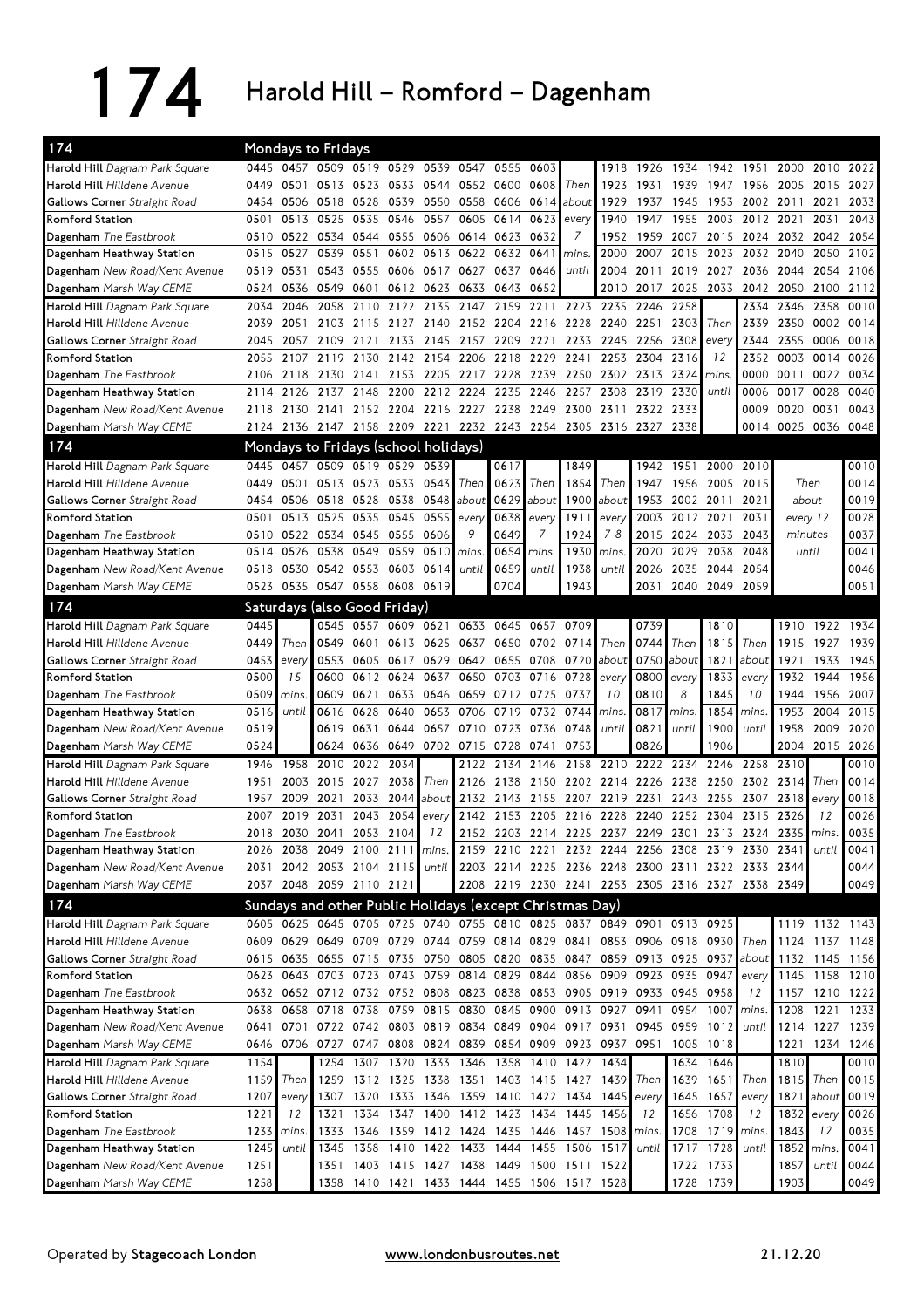# 174 Harold Hill – Romford – Dagenham

## Mondays to Fridays

| 174 | | | | | | | | | | | | | | | | | | |
|---|---|---|---|---|---|---|---|---|---|---|---|---|---|---|---|---|---|---|
| **Harold Hill** *Dagnam Park Square* | 0445 | 0457 | 0509 | 0519 | 0529 | 0539 | 0547 | 0555 | 0603 | | 1918 | 1926 | 1934 | 1942 | 1951 | 2000 | 2010 | 2022 |
| **Harold Hill** *Hilldene Avenue* | 0449 | 0501 | 0513 | 0523 | 0533 | 0544 | 0552 | 0600 | 0608 | Then | 1923 | 1931 | 1939 | 1947 | 1956 | 2005 | 2015 | 2027 |
| **Gallows Corner** *Straight Road* | 0454 | 0506 | 0518 | 0528 | 0539 | 0550 | 0558 | 0606 | 0614 | about | 1929 | 1937 | 1945 | 1953 | 2002 | 2011 | 2021 | 2033 |
| **Romford Station** | 0501 | 0513 | 0525 | 0535 | 0546 | 0557 | 0605 | 0614 | 0623 | every | 1940 | 1947 | 1955 | 2003 | 2012 | 2021 | 2031 | 2043 |
| **Dagenham** *The Eastbrook* | 0510 | 0522 | 0534 | 0544 | 0555 | 0606 | 0614 | 0623 | 0632 | 7 | 1952 | 1959 | 2007 | 2015 | 2024 | 2032 | 2042 | 2054 |
| **Dagenham Heathway Station** | 0515 | 0527 | 0539 | 0551 | 0602 | 0613 | 0622 | 0632 | 0641 | mins. | 2000 | 2007 | 2015 | 2023 | 2032 | 2040 | 2050 | 2102 |
| **Dagenham** *New Road/Kent Avenue* | 0519 | 0531 | 0543 | 0555 | 0606 | 0617 | 0627 | 0637 | 0646 | until | 2004 | 2011 | 2019 | 2027 | 2036 | 2044 | 2054 | 2106 |
| **Dagenham** *Marsh Way CEME* | 0524 | 0536 | 0549 | 0601 | 0612 | 0623 | 0633 | 0643 | 0652 | | 2010 | 2017 | 2025 | 2033 | 2042 | 2050 | 2100 | 2112 |

| 174 | | | | | | | | | | | | | | | | | | |
|---|---|---|---|---|---|---|---|---|---|---|---|---|---|---|---|---|---|---|
| **Harold Hill** *Dagnam Park Square* | 2034 | 2046 | 2058 | 2110 | 2122 | 2135 | 2147 | 2159 | 2211 | 2223 | 2235 | 2246 | 2258 | | 2334 | 2346 | 2358 | 0010 |
| **Harold Hill** *Hilldene Avenue* | 2039 | 2051 | 2103 | 2115 | 2127 | 2140 | 2152 | 2204 | 2216 | 2228 | 2240 | 2251 | 2303 | Then | 2339 | 2350 | 0002 | 0014 |
| **Gallows Corner** *Straight Road* | 2045 | 2057 | 2109 | 2121 | 2133 | 2145 | 2157 | 2209 | 2221 | 2233 | 2245 | 2256 | 2308 | every | 2344 | 2355 | 0006 | 0018 |
| **Romford Station** | 2055 | 2107 | 2119 | 2130 | 2142 | 2154 | 2206 | 2218 | 2229 | 2241 | 2253 | 2304 | 2316 | 12 | 2352 | 0003 | 0014 | 0026 |
| **Dagenham** *The Eastbrook* | 2106 | 2118 | 2130 | 2141 | 2153 | 2205 | 2217 | 2228 | 2239 | 2250 | 2302 | 2313 | 2324 | mins. | 0000 | 0011 | 0022 | 0034 |
| **Dagenham Heathway Station** | 2114 | 2126 | 2137 | 2148 | 2200 | 2212 | 2224 | 2235 | 2246 | 2257 | 2308 | 2319 | 2330 | until | 0006 | 0017 | 0028 | 0040 |
| **Dagenham** *New Road/Kent Avenue* | 2118 | 2130 | 2141 | 2152 | 2204 | 2216 | 2227 | 2238 | 2249 | 2300 | 2311 | 2322 | 2333 | | 0009 | 0020 | 0031 | 0043 |
| **Dagenham** *Marsh Way CEME* | 2124 | 2136 | 2147 | 2158 | 2209 | 2221 | 2232 | 2243 | 2254 | 2305 | 2316 | 2327 | 2338 | | 0014 | 0025 | 0036 | 0048 |

## Mondays to Fridays (school holidays)

| 174 | | | | | | | | | | | | | | | | | | |
|---|---|---|---|---|---|---|---|---|---|---|---|---|---|---|---|---|---|---|
| **Harold Hill** *Dagnam Park Square* | 0445 | 0457 | 0509 | 0519 | 0529 | 0539 | | 0617 | | 1849 | | 1942 | 1951 | 2000 | 2010 | | 0010 |
| **Harold Hill** *Hilldene Avenue* | 0449 | 0501 | 0513 | 0523 | 0533 | 0543 | Then | 0623 | Then | 1854 | Then | 1947 | 1956 | 2005 | 2015 | Then | 0014 |
| **Gallows Corner** *Straight Road* | 0454 | 0506 | 0518 | 0528 | 0538 | 0548 | about | 0629 | about | 1900 | about | 1953 | 2002 | 2011 | 2021 | about | 0019 |
| **Romford Station** | 0501 | 0513 | 0525 | 0535 | 0545 | 0555 | every | 0638 | every | 1911 | every | 2003 | 2012 | 2021 | 2031 | every 12 | 0028 |
| **Dagenham** *The Eastbrook* | 0510 | 0522 | 0534 | 0545 | 0555 | 0606 | 9 | 0649 | 7 | 1924 | 7-8 | 2015 | 2024 | 2033 | 2043 | minutes | 0037 |
| **Dagenham Heathway Station** | 0514 | 0526 | 0538 | 0549 | 0559 | 0610 | mins. | 0654 | mins. | 1930 | mins. | 2020 | 2029 | 2038 | 2048 | until | 0041 |
| **Dagenham** *New Road/Kent Avenue* | 0518 | 0530 | 0542 | 0553 | 0603 | 0614 | until | 0659 | until | 1938 | until | 2026 | 2035 | 2044 | 2054 | | 0046 |
| **Dagenham** *Marsh Way CEME* | 0523 | 0535 | 0547 | 0558 | 0608 | 0619 | | 0704 | | 1943 | | 2031 | 2040 | 2049 | 2059 | | 0051 |

## Saturdays (also Good Friday)

| 174 | | | | | | | | | | | | | | | | | | | |
|---|---|---|---|---|---|---|---|---|---|---|---|---|---|---|---|---|---|---|---|
| **Harold Hill** *Dagnam Park Square* | 0445 | | 0545 | 0557 | 0609 | 0621 | 0633 | 0645 | 0657 | 0709 | | 0739 | | 1810 | | 1910 | 1922 | 1934 |
| **Harold Hill** *Hilldene Avenue* | 0449 | Then | 0549 | 0601 | 0613 | 0625 | 0637 | 0650 | 0702 | 0714 | Then | 0744 | Then | 1815 | Then | 1915 | 1927 | 1939 |
| **Gallows Corner** *Straight Road* | 0453 | every | 0553 | 0605 | 0617 | 0629 | 0642 | 0655 | 0708 | 0720 | about | 0750 | about | 1821 | about | 1921 | 1933 | 1945 |
| **Romford Station** | 0500 | 15 | 0600 | 0612 | 0624 | 0637 | 0650 | 0703 | 0716 | 0728 | every | 0800 | every | 1833 | every | 1932 | 1944 | 1956 |
| **Dagenham** *The Eastbrook* | 0509 | mins. | 0609 | 0621 | 0633 | 0646 | 0659 | 0712 | 0725 | 0737 | 10 | 0810 | 8 | 1845 | 10 | 1944 | 1956 | 2007 |
| **Dagenham Heathway Station** | 0516 | until | 0616 | 0628 | 0640 | 0653 | 0706 | 0719 | 0732 | 0744 | mins. | 0817 | mins. | 1854 | mins. | 1953 | 2004 | 2015 |
| **Dagenham** *New Road/Kent Avenue* | 0519 | | 0619 | 0631 | 0644 | 0657 | 0710 | 0723 | 0736 | 0748 | until | 0821 | until | 1900 | until | 1958 | 2009 | 2020 |
| **Dagenham** *Marsh Way CEME* | 0524 | | 0624 | 0636 | 0649 | 0702 | 0715 | 0728 | 0741 | 0753 | | 0826 | | 1906 | | 2004 | 2015 | 2026 |

| 174 | | | | | | | | | | | | | | | | | | |
|---|---|---|---|---|---|---|---|---|---|---|---|---|---|---|---|---|---|---|
| **Harold Hill** *Dagnam Park Square* | 1946 | 1958 | 2010 | 2022 | 2034 | | 2122 | 2134 | 2146 | 2158 | 2210 | 2222 | 2234 | 2246 | 2258 | 2310 | | 0010 |
| **Harold Hill** *Hilldene Avenue* | 1951 | 2003 | 2015 | 2027 | 2038 | Then | 2126 | 2138 | 2150 | 2202 | 2214 | 2226 | 2238 | 2250 | 2302 | 2314 | Then | 0014 |
| **Gallows Corner** *Straight Road* | 1957 | 2009 | 2021 | 2033 | 2044 | about | 2132 | 2143 | 2155 | 2207 | 2219 | 2231 | 2243 | 2255 | 2307 | 2318 | every | 0018 |
| **Romford Station** | 2007 | 2019 | 2031 | 2043 | 2054 | every | 2142 | 2153 | 2205 | 2216 | 2228 | 2240 | 2252 | 2304 | 2315 | 2326 | 12 | 0026 |
| **Dagenham** *The Eastbrook* | 2018 | 2030 | 2041 | 2053 | 2104 | 12 | 2152 | 2203 | 2214 | 2225 | 2237 | 2249 | 2301 | 2313 | 2324 | 2335 | mins. | 0035 |
| **Dagenham Heathway Station** | 2026 | 2038 | 2049 | 2100 | 2111 | mins. | 2159 | 2210 | 2221 | 2232 | 2244 | 2256 | 2308 | 2319 | 2330 | 2341 | until | 0041 |
| **Dagenham** *New Road/Kent Avenue* | 2031 | 2042 | 2053 | 2104 | 2115 | until | 2203 | 2214 | 2225 | 2236 | 2248 | 2300 | 2311 | 2322 | 2333 | 2344 | | 0044 |
| **Dagenham** *Marsh Way CEME* | 2037 | 2048 | 2059 | 2110 | 2121 | | 2208 | 2219 | 2230 | 2241 | 2253 | 2305 | 2316 | 2327 | 2338 | 2349 | | 0049 |

## Sundays and other Public Holidays (except Christmas Day)

| 174 | | | | | | | | | | | | | | | | | | |
|---|---|---|---|---|---|---|---|---|---|---|---|---|---|---|---|---|---|---|
| **Harold Hill** *Dagnam Park Square* | 0605 | 0625 | 0645 | 0705 | 0725 | 0740 | 0755 | 0810 | 0825 | 0837 | 0849 | 0901 | 0913 | 0925 | | 1119 | 1132 | 1143 |
| **Harold Hill** *Hilldene Avenue* | 0609 | 0629 | 0649 | 0709 | 0729 | 0744 | 0759 | 0814 | 0829 | 0841 | 0853 | 0906 | 0918 | 0930 | Then | 1124 | 1137 | 1148 |
| **Gallows Corner** *Straight Road* | 0615 | 0635 | 0655 | 0715 | 0735 | 0750 | 0805 | 0820 | 0835 | 0847 | 0859 | 0913 | 0925 | 0937 | about | 1132 | 1145 | 1156 |
| **Romford Station** | 0623 | 0643 | 0703 | 0723 | 0743 | 0759 | 0814 | 0829 | 0844 | 0856 | 0909 | 0923 | 0935 | 0947 | every | 1145 | 1158 | 1210 |
| **Dagenham** *The Eastbrook* | 0632 | 0652 | 0712 | 0732 | 0752 | 0808 | 0823 | 0838 | 0853 | 0905 | 0919 | 0933 | 0945 | 0958 | 12 | 1157 | 1210 | 1222 |
| **Dagenham Heathway Station** | 0638 | 0658 | 0718 | 0738 | 0759 | 0815 | 0830 | 0845 | 0900 | 0913 | 0927 | 0941 | 0954 | 1007 | mins. | 1208 | 1221 | 1233 |
| **Dagenham** *New Road/Kent Avenue* | 0641 | 0701 | 0722 | 0742 | 0803 | 0819 | 0834 | 0849 | 0904 | 0917 | 0931 | 0945 | 0959 | 1012 | until | 1214 | 1227 | 1239 |
| **Dagenham** *Marsh Way CEME* | 0646 | 0706 | 0727 | 0747 | 0808 | 0824 | 0839 | 0854 | 0909 | 0923 | 0937 | 0951 | 1005 | 1018 | | 1221 | 1234 | 1246 |

| 174 | | | | | | | | | | | | | | | | | | | |
|---|---|---|---|---|---|---|---|---|---|---|---|---|---|---|---|---|---|---|---|
| **Harold Hill** *Dagnam Park Square* | 1154 | | 1254 | 1307 | 1320 | 1333 | 1346 | 1358 | 1410 | 1422 | 1434 | | 1634 | 1646 | | 1810 | | 0010 |
| **Harold Hill** *Hilldene Avenue* | 1159 | Then | 1259 | 1312 | 1325 | 1338 | 1351 | 1403 | 1415 | 1427 | 1439 | Then | 1639 | 1651 | Then | 1815 | Then | 0015 |
| **Gallows Corner** *Straight Road* | 1207 | every | 1307 | 1320 | 1333 | 1346 | 1359 | 1410 | 1422 | 1434 | 1445 | every | 1645 | 1657 | every | 1821 | about | 0019 |
| **Romford Station** | 1221 | 12 | 1321 | 1334 | 1347 | 1400 | 1412 | 1423 | 1434 | 1445 | 1456 | 12 | 1656 | 1708 | 12 | 1832 | every | 0026 |
| **Dagenham** *The Eastbrook* | 1233 | mins. | 1333 | 1346 | 1359 | 1412 | 1424 | 1435 | 1446 | 1457 | 1508 | mins. | 1708 | 1719 | mins. | 1843 | 12 | 0035 |
| **Dagenham Heathway Station** | 1245 | until | 1345 | 1358 | 1410 | 1422 | 1433 | 1444 | 1455 | 1506 | 1517 | until | 1717 | 1728 | until | 1852 | mins. | 0041 |
| **Dagenham** *New Road/Kent Avenue* | 1251 | | 1351 | 1403 | 1415 | 1427 | 1438 | 1449 | 1500 | 1511 | 1522 | | 1722 | 1733 | | 1857 | until | 0044 |
| **Dagenham** *Marsh Way CEME* | 1258 | | 1358 | 1410 | 1421 | 1433 | 1444 | 1455 | 1506 | 1517 | 1528 | | 1728 | 1739 | | 1903 | | 0049 |

Operated by **Stagecoach London** www.londonbusroutes.net 21.12.20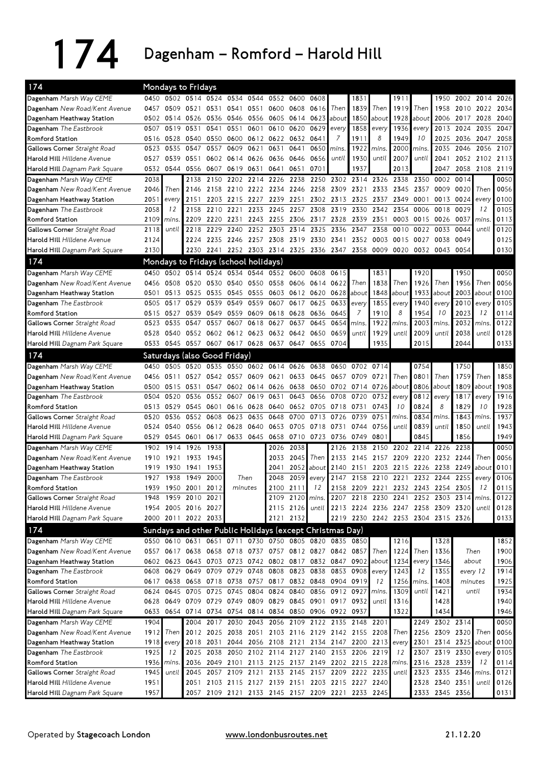# 174 Dagenham – Romford – Harold Hill

## Mondays to Fridays

| 174 | | | | | | | | | | | | | | | | | | | |
|---|---|---|---|---|---|---|---|---|---|---|---|---|---|---|---|---|---|---|---|
| Dagenham *Marsh Way CEME* | 0450 | 0502 | 0514 | 0524 | 0534 | 0544 | 0552 | 0600 | 0608 | | 1831 | | 1911 | | 1950 | 2002 | 2014 | 2026 |
| Dagenham *New Road/Kent Avenue* | 0457 | 0509 | 0521 | 0531 | 0541 | 0551 | 0600 | 0608 | 0616 | Then | 1839 | Then | 1919 | Then | 1958 | 2010 | 2022 | 2034 |
| Dagenham Heathway Station | 0502 | 0514 | 0526 | 0536 | 0546 | 0556 | 0605 | 0614 | 0623 | about | 1850 | about | 1928 | about | 2006 | 2017 | 2028 | 2040 |
| Dagenham *The Eastbrook* | 0507 | 0519 | 0531 | 0541 | 0551 | 0601 | 0610 | 0620 | 0629 | every | 1858 | every | 1936 | every | 2013 | 2024 | 2035 | 2047 |
| Romford Station | 0516 | 0528 | 0540 | 0550 | 0600 | 0612 | 0622 | 0632 | 0641 | 7 | 1911 | 8 | 1949 | 10 | 2025 | 2036 | 2047 | 2058 |
| Gallows Corner *Straight Road* | 0523 | 0535 | 0547 | 0557 | 0609 | 0621 | 0631 | 0641 | 0650 | mins. | 1922 | mins. | 2000 | mins. | 2035 | 2046 | 2056 | 2107 |
| Harold Hill *Hilldene Avenue* | 0527 | 0539 | 0551 | 0602 | 0614 | 0626 | 0636 | 0646 | 0656 | until | 1930 | until | 2007 | until | 2041 | 2052 | 2102 | 2113 |
| Harold Hill *Dagnam Park Square* | 0532 | 0544 | 0556 | 0607 | 0619 | 0631 | 0641 | 0651 | 0701 | | 1937 | | 2013 | | 2047 | 2058 | 2108 | 2119 |

| 174 | | | | | | | | | | | | | | | | | | | |
|---|---|---|---|---|---|---|---|---|---|---|---|---|---|---|---|---|---|---|---|
| Dagenham *Marsh Way CEME* | 2038 | | 2138 | 2150 | 2202 | 2214 | 2226 | 2238 | 2250 | 2302 | 2314 | 2326 | 2338 | 2350 | 0002 | 0014 | | 0050 |
| Dagenham *New Road/Kent Avenue* | 2046 | Then | 2146 | 2158 | 2210 | 2222 | 2234 | 2246 | 2258 | 2309 | 2321 | 2333 | 2345 | 2357 | 0009 | 0020 | Then | 0056 |
| Dagenham Heathway Station | 2051 | every | 2151 | 2203 | 2215 | 2227 | 2239 | 2251 | 2302 | 2313 | 2325 | 2337 | 2349 | 0001 | 0013 | 0024 | every | 0100 |
| Dagenham *The Eastbrook* | 2058 | 12 | 2158 | 2210 | 2221 | 2233 | 2245 | 2257 | 2308 | 2319 | 2330 | 2342 | 2354 | 0006 | 0018 | 0029 | 12 | 0105 |
| Romford Station | 2109 | mins. | 2209 | 2220 | 2231 | 2243 | 2255 | 2306 | 2317 | 2328 | 2339 | 2351 | 0003 | 0015 | 0026 | 0037 | mins. | 0113 |
| Gallows Corner *Straight Road* | 2118 | until | 2218 | 2229 | 2240 | 2252 | 2303 | 2314 | 2325 | 2336 | 2347 | 2358 | 0010 | 0022 | 0033 | 0044 | until | 0120 |
| Harold Hill *Hilldene Avenue* | 2124 | | 2224 | 2235 | 2246 | 2257 | 2308 | 2319 | 2330 | 2341 | 2352 | 0003 | 0015 | 0027 | 0038 | 0049 | | 0125 |
| Harold Hill *Dagnam Park Square* | 2130 | | 2230 | 2241 | 2252 | 2303 | 2314 | 2325 | 2336 | 2347 | 2358 | 0009 | 0020 | 0032 | 0043 | 0054 | | 0130 |

## Mondays to Fridays (school holidays)

| 174 | | | | | | | | | | | | | | | | | | | | |
|---|---|---|---|---|---|---|---|---|---|---|---|---|---|---|---|---|---|---|---|---|
| Dagenham *Marsh Way CEME* | 0450 | 0502 | 0514 | 0524 | 0534 | 0544 | 0552 | 0600 | 0608 | 0615 | | 1831 | | 1920 | | 1950 | | 0050 |
| Dagenham *New Road/Kent Avenue* | 0456 | 0508 | 0520 | 0530 | 0540 | 0550 | 0558 | 0606 | 0614 | 0622 | Then | 1838 | Then | 1926 | Then | 1956 | Then | 0056 |
| Dagenham Heathway Station | 0501 | 0513 | 0525 | 0535 | 0545 | 0555 | 0603 | 0612 | 0620 | 0628 | about | 1848 | about | 1933 | about | 2003 | about | 0100 |
| Dagenham *The Eastbrook* | 0505 | 0517 | 0529 | 0539 | 0549 | 0559 | 0607 | 0617 | 0625 | 0633 | every | 1855 | every | 1940 | every | 2010 | every | 0105 |
| Romford Station | 0515 | 0527 | 0539 | 0549 | 0559 | 0609 | 0618 | 0628 | 0636 | 0645 | 7 | 1910 | 8 | 1954 | 10 | 2023 | 12 | 0114 |
| Gallows Corner *Straight Road* | 0523 | 0535 | 0547 | 0557 | 0607 | 0618 | 0627 | 0637 | 0645 | 0654 | mins. | 1922 | mins. | 2003 | mins. | 2032 | mins. | 0122 |
| Harold Hill *Hilldene Avenue* | 0528 | 0540 | 0552 | 0602 | 0612 | 0623 | 0632 | 0642 | 0650 | 0659 | until | 1929 | until | 2009 | until | 2038 | until | 0128 |
| Harold Hill *Dagnam Park Square* | 0533 | 0545 | 0557 | 0607 | 0617 | 0628 | 0637 | 0647 | 0655 | 0704 | | 1935 | | 2015 | | 2044 | | 0133 |

## Saturdays (also Good Friday)

| 174 | | | | | | | | | | | | | | | | | | | |
|---|---|---|---|---|---|---|---|---|---|---|---|---|---|---|---|---|---|---|---|
| Dagenham *Marsh Way CEME* | 0450 | 0505 | 0520 | 0535 | 0550 | 0602 | 0614 | 0626 | 0638 | 0650 | 0702 | 0714 | | 0754 | | 1750 | | 1850 |
| Dagenham *New Road/Kent Avenue* | 0456 | 0511 | 0527 | 0542 | 0557 | 0609 | 0621 | 0633 | 0645 | 0657 | 0709 | 0721 | Then | 0801 | Then | 1759 | Then | 1858 |
| Dagenham Heathway Station | 0500 | 0515 | 0531 | 0547 | 0602 | 0614 | 0626 | 0638 | 0650 | 0702 | 0714 | 0726 | about | 0806 | about | 1809 | about | 1908 |
| Dagenham *The Eastbrook* | 0504 | 0520 | 0536 | 0552 | 0607 | 0619 | 0631 | 0643 | 0656 | 0708 | 0720 | 0732 | every | 0812 | every | 1817 | every | 1916 |
| Romford Station | 0513 | 0529 | 0545 | 0601 | 0616 | 0628 | 0640 | 0652 | 0705 | 0718 | 0731 | 0743 | 10 | 0824 | 8 | 1829 | 10 | 1928 |
| Gallows Corner *Straight Road* | 0520 | 0536 | 0552 | 0608 | 0623 | 0635 | 0648 | 0700 | 0713 | 0726 | 0739 | 0751 | mins. | 0834 | mins. | 1843 | mins. | 1937 |
| Harold Hill *Hilldene Avenue* | 0524 | 0540 | 0556 | 0612 | 0628 | 0640 | 0653 | 0705 | 0718 | 0731 | 0744 | 0756 | until | 0839 | until | 1850 | until | 1943 |
| Harold Hill *Dagnam Park Square* | 0529 | 0545 | 0601 | 0617 | 0633 | 0645 | 0658 | 0710 | 0723 | 0736 | 0749 | 0801 | | 0845 | | 1856 | | 1949 |

| 174 | | | | | | | | | | | | | | | | | | |
|---|---|---|---|---|---|---|---|---|---|---|---|---|---|---|---|---|---|---|
| Dagenham *Marsh Way CEME* | 1902 | 1914 | 1926 | 1938 | | 2026 | 2038 | | 2126 | 2138 | 2150 | 2202 | 2214 | 2226 | 2238 | | 0050 |
| Dagenham *New Road/Kent Avenue* | 1910 | 1921 | 1933 | 1945 | | 2033 | 2045 | Then | 2133 | 2145 | 2157 | 2209 | 2220 | 2232 | 2244 | Then | 0056 |
| Dagenham Heathway Station | 1919 | 1930 | 1941 | 1953 | | 2041 | 2052 | about | 2140 | 2151 | 2203 | 2215 | 2226 | 2238 | 2249 | about | 0101 |
| Dagenham *The Eastbrook* | 1927 | 1938 | 1949 | 2000 | Then | 2048 | 2059 | every | 2147 | 2158 | 2210 | 2221 | 2232 | 2244 | 2255 | every | 0106 |
| Romford Station | 1939 | 1950 | 2001 | 2012 | minutes | 2100 | 2111 | 12 | 2158 | 2209 | 2221 | 2232 | 2243 | 2254 | 2305 | 12 | 0115 |
| Gallows Corner *Straight Road* | 1948 | 1959 | 2010 | 2021 | | 2109 | 2120 | mins. | 2207 | 2218 | 2230 | 2241 | 2252 | 2303 | 2314 | mins. | 0122 |
| Harold Hill *Hilldene Avenue* | 1954 | 2005 | 2016 | 2027 | | 2115 | 2126 | until | 2213 | 2224 | 2236 | 2247 | 2258 | 2309 | 2320 | until | 0128 |
| Harold Hill *Dagnam Park Square* | 2000 | 2011 | 2022 | 2033 | | 2121 | 2132 | | 2219 | 2230 | 2242 | 2253 | 2304 | 2315 | 2326 | | 0133 |

## Sundays and other Public Holidays (except Christmas Day)

| 174 | | | | | | | | | | | | | | | | | | |
|---|---|---|---|---|---|---|---|---|---|---|---|---|---|---|---|---|---|---|
| Dagenham *Marsh Way CEME* | 0550 | 0610 | 0631 | 0651 | 0711 | 0730 | 0750 | 0805 | 0820 | 0835 | 0850 | | 1216 | | 1328 | | 1852 |
| Dagenham *New Road/Kent Avenue* | 0557 | 0617 | 0638 | 0658 | 0718 | 0737 | 0757 | 0812 | 0827 | 0842 | 0857 | Then | 1224 | Then | 1336 | Then | 1900 |
| Dagenham Heathway Station | 0602 | 0623 | 0643 | 0703 | 0723 | 0742 | 0802 | 0817 | 0832 | 0847 | 0902 | about | 1234 | every | 1346 | about | 1906 |
| Dagenham *The Eastbrook* | 0608 | 0629 | 0649 | 0709 | 0729 | 0748 | 0808 | 0823 | 0838 | 0853 | 0908 | every | 1243 | 12 | 1355 | every 12 | 1914 |
| Romford Station | 0617 | 0638 | 0658 | 0718 | 0738 | 0757 | 0817 | 0832 | 0848 | 0904 | 0919 | 12 | 1256 | mins. | 1408 | minutes | 1925 |
| Gallows Corner *Straight Road* | 0624 | 0645 | 0705 | 0725 | 0745 | 0804 | 0824 | 0840 | 0856 | 0912 | 0927 | mins. | 1309 | until | 1421 | until | 1934 |
| Harold Hill *Hilldene Avenue* | 0628 | 0649 | 0709 | 0729 | 0749 | 0809 | 0829 | 0845 | 0901 | 0917 | 0932 | until | 1316 | | 1428 | | 1940 |
| Harold Hill *Dagnam Park Square* | 0633 | 0654 | 0714 | 0734 | 0754 | 0814 | 0834 | 0850 | 0906 | 0922 | 0937 | | 1322 | | 1434 | | 1946 |

| 174 | | | | | | | | | | | | | | | | | | |
|---|---|---|---|---|---|---|---|---|---|---|---|---|---|---|---|---|---|---|
| Dagenham *Marsh Way CEME* | 1904 | | 2004 | 2017 | 2030 | 2043 | 2056 | 2109 | 2122 | 2135 | 2148 | 2201 | | 2249 | 2302 | 2314 | | 0050 |
| Dagenham *New Road/Kent Avenue* | 1912 | Then | 2012 | 2025 | 2038 | 2051 | 2103 | 2116 | 2129 | 2142 | 2155 | 2208 | Then | 2256 | 2309 | 2320 | Then | 0056 |
| Dagenham Heathway Station | 1918 | every | 2018 | 2031 | 2044 | 2056 | 2108 | 2121 | 2134 | 2147 | 2200 | 2213 | every | 2301 | 2314 | 2325 | about | 0100 |
| Dagenham *The Eastbrook* | 1925 | 12 | 2025 | 2038 | 2050 | 2102 | 2114 | 2127 | 2140 | 2153 | 2206 | 2219 | 12 | 2307 | 2319 | 2330 | every | 0105 |
| Romford Station | 1936 | mins. | 2036 | 2049 | 2101 | 2113 | 2125 | 2137 | 2149 | 2202 | 2215 | 2228 | mins. | 2316 | 2328 | 2339 | 12 | 0114 |
| Gallows Corner *Straight Road* | 1945 | until | 2045 | 2057 | 2109 | 2121 | 2133 | 2145 | 2157 | 2209 | 2222 | 2235 | until | 2323 | 2335 | 2346 | mins. | 0121 |
| Harold Hill *Hilldene Avenue* | 1951 | | 2051 | 2103 | 2115 | 2127 | 2139 | 2151 | 2203 | 2215 | 2227 | 2240 | | 2328 | 2340 | 2351 | until | 0126 |
| Harold Hill *Dagnam Park Square* | 1957 | | 2057 | 2109 | 2121 | 2133 | 2145 | 2157 | 2209 | 2221 | 2233 | 2245 | | 2333 | 2345 | 2356 | | 0131 |

Operated by **Stagecoach London** www.londonbusroutes.net 21.12.20